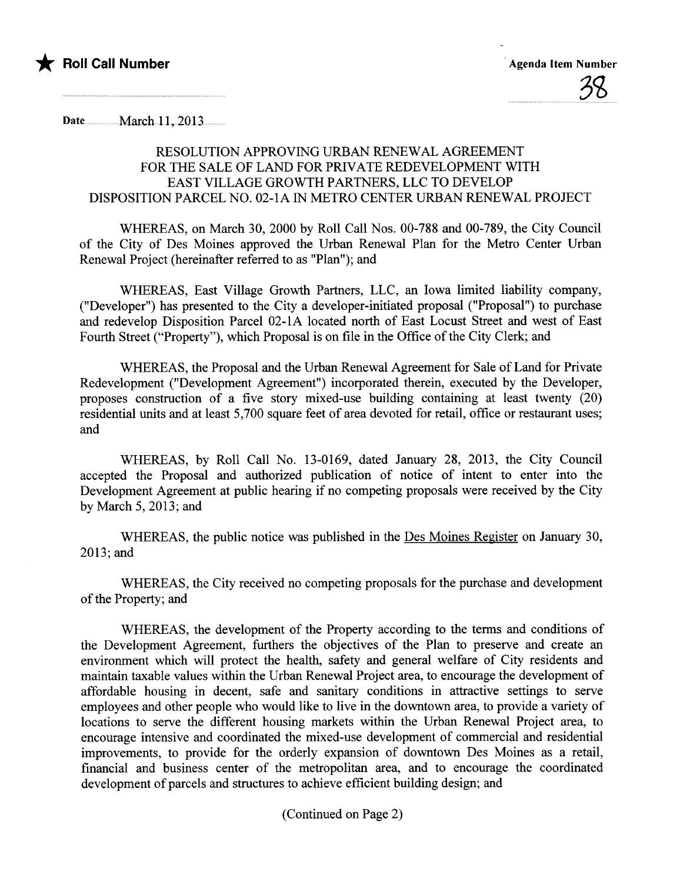★ **Roll Call Number**

Agenda Item Number

38

Date March 11, 2013

## RESOLUTION APPROVING URBAN RENEWAL AGREEMENT FOR THE SALE OF LAND FOR PRIVATE REDEVELOPMENT WITH EAST VILLAGE GROWTH PARTNERS, LLC TO DEVELOP DISPOSITION PARCEL NO. 02-1A IN METRO CENTER URBAN RENEWAL PROJECT

WHEREAS, on March 30, 2000 by Roll Call Nos. 00-788 and 00-789, the City Council of the City of Des Moines approved the Urban Renewal Plan for the Metro Center Urban Renewal Project (hereinafter referred to as "Plan"); and

WHEREAS, East Village Growth Partners, LLC, an Iowa limited liability company, ("Developer") has presented to the City a developer-initiated proposal ("Proposal") to purchase and redevelop Disposition Parcel 02-1A located north of East Locust Street and west of East Fourth Street ("Property"), which Proposal is on file in the Office of the City Clerk; and

WHEREAS, the Proposal and the Urban Renewal Agreement for Sale of Land for Private Redevelopment ("Development Agreement") incorporated therein, executed by the Developer, proposes construction of a five story mixed-use building containing at least twenty (20) residential units and at least 5,700 square feet of area devoted for retail, office or restaurant uses; and

WHEREAS, by Roll Call No. 13-0169, dated January 28, 2013, the City Council accepted the Proposal and authorized publication of notice of intent to enter into the Development Agreement at public hearing if no competing proposals were received by the City by March 5, 2013; and

WHEREAS, the public notice was published in the Des Moines Register on January 30, 2013; and

WHEREAS, the City received no competing proposals for the purchase and development of the Property; and

WHEREAS, the development of the Property according to the terms and conditions of the Development Agreement, furthers the objectives of the Plan to preserve and create an environment which will protect the health, safety and general welfare of City residents and maintain taxable values within the Urban Renewal Project area, to encourage the development of affordable housing in decent, safe and sanitary conditions in attractive settings to serve employees and other people who would like to live in the downtown area, to provide a variety of locations to serve the different housing markets within the Urban Renewal Project area, to encourage intensive and coordinated the mixed-use development of commercial and residential improvements, to provide for the orderly expansion of downtown Des Moines as a retail, financial and business center of the metropolitan area, and to encourage the coordinated development of parcels and structures to achieve efficient building design; and

(Continued on Page 2)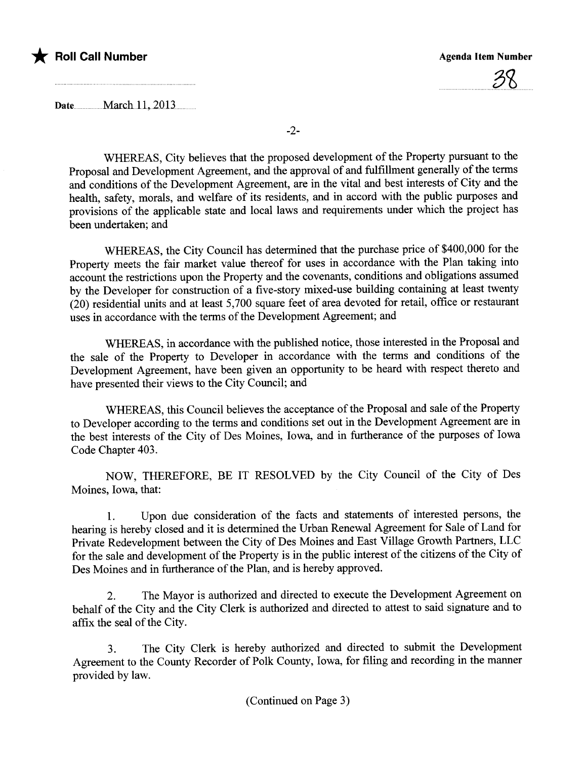★ **Roll Call Number**

**Agenda Item Number**

38

Date March 11, 2013

WHEREAS, City believes that the proposed development of the Property pursuant to the Proposal and Development Agreement, and the approval of and fulfillment generally of the terms and conditions of the Development Agreement, are in the vital and best interests of City and the health, safety, morals, and welfare of its residents, and in accord with the public purposes and provisions of the applicable state and local laws and requirements under which the project has been undertaken; and

WHEREAS, the City Council has determined that the purchase price of $400,000 for the Property meets the fair market value thereof for uses in accordance with the Plan taking into account the restrictions upon the Property and the covenants, conditions and obligations assumed by the Developer for construction of a five-story mixed-use building containing at least twenty (20) residential units and at least 5,700 square feet of area devoted for retail, office or restaurant uses in accordance with the terms of the Development Agreement; and

WHEREAS, in accordance with the published notice, those interested in the Proposal and the sale of the Property to Developer in accordance with the terms and conditions of the Development Agreement, have been given an opportunity to be heard with respect thereto and have presented their views to the City Council; and

WHEREAS, this Council believes the acceptance of the Proposal and sale of the Property to Developer according to the terms and conditions set out in the Development Agreement are in the best interests of the City of Des Moines, Iowa, and in furtherance of the purposes of Iowa Code Chapter 403.

NOW, THEREFORE, BE IT RESOLVED by the City Council of the City of Des Moines, Iowa, that:

1. Upon due consideration of the facts and statements of interested persons, the hearing is hereby closed and it is determined the Urban Renewal Agreement for Sale of Land for Private Redevelopment between the City of Des Moines and East Village Growth Partners, LLC for the sale and development of the Property is in the public interest of the citizens of the City of Des Moines and in furtherance of the Plan, and is hereby approved.

2. The Mayor is authorized and directed to execute the Development Agreement on behalf of the City and the City Clerk is authorized and directed to attest to said signature and to affix the seal of the City.

3. The City Clerk is hereby authorized and directed to submit the Development Agreement to the County Recorder of Polk County, Iowa, for filing and recording in the manner provided by law.

(Continued on Page 3)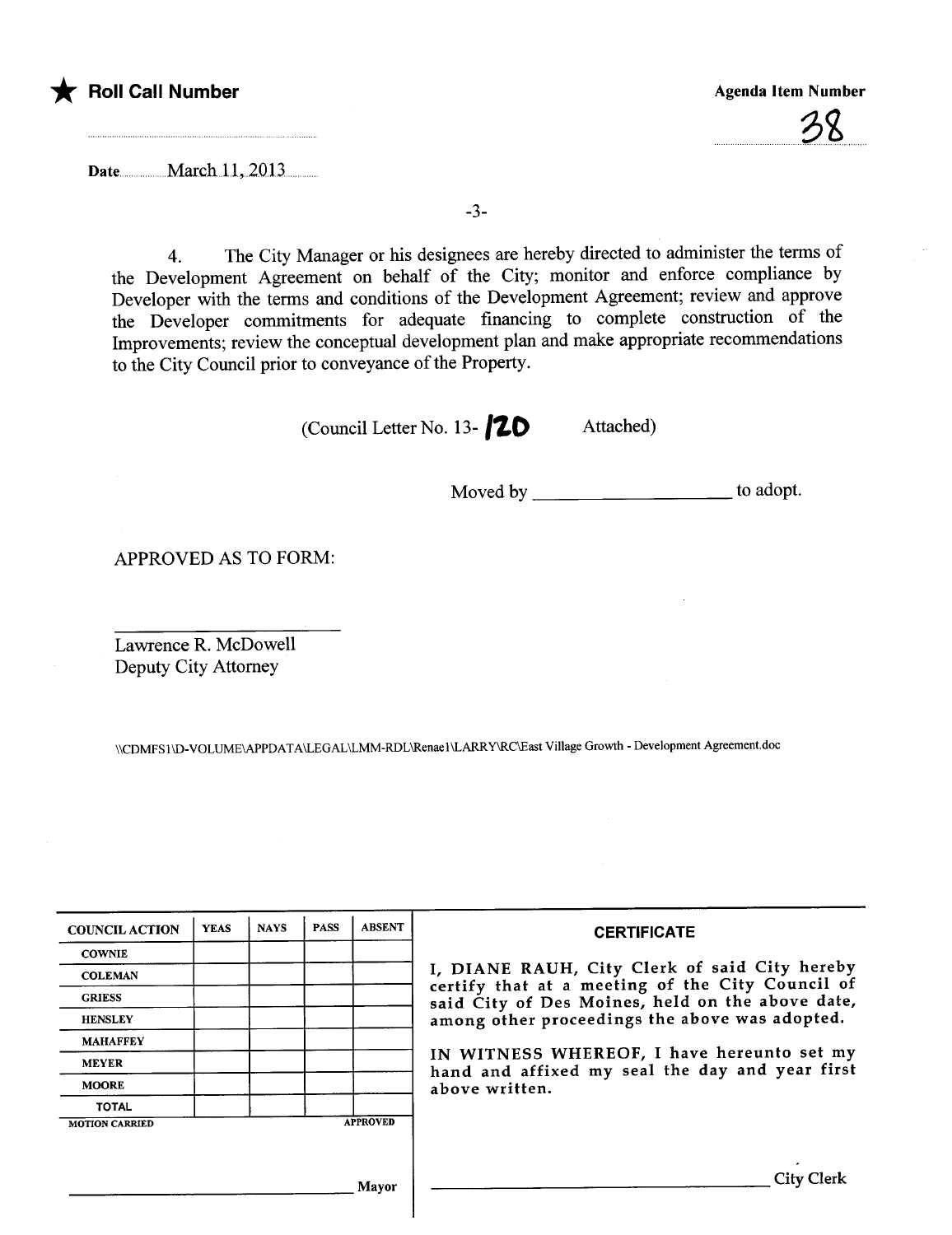★ **Roll Call Number**

**Agenda Item Number**

38

Date March 11, 2013

4. The City Manager or his designees are hereby directed to administer the terms of the Development Agreement on behalf of the City; monitor and enforce compliance by Developer with the terms and conditions of the Development Agreement; review and approve the Developer commitments for adequate financing to complete construction of the Improvements; review the conceptual development plan and make appropriate recommendations to the City Council prior to conveyance of the Property.

(Council Letter No. 13- 120 Attached)

Moved by ____________________ to adopt.

APPROVED AS TO FORM:

______________________

Lawrence R. McDowell
Deputy City Attorney

\\CDMFS1\D-VOLUME\APPDATA\LEGAL\LMM-RDL\Renae1\LARRY\RC\East Village Growth - Development Agreement.doc

| COUNCIL ACTION | YEAS | NAYS | PASS | ABSENT |
|---|---|---|---|---|
| COWNIE | | | | |
| COLEMAN | | | | |
| GRIESS | | | | |
| HENSLEY | | | | |
| MAHAFFEY | | | | |
| MEYER | | | | |
| MOORE | | | | |
| TOTAL | | | | |

MOTION CARRIED APPROVED

______________________ Mayor

**CERTIFICATE**

I, DIANE RAUH, City Clerk of said City hereby certify that at a meeting of the City Council of said City of Des Moines, held on the above date, among other proceedings the above was adopted.

IN WITNESS WHEREOF, I have hereunto set my hand and affixed my seal the day and year first above written.

______________________ City Clerk